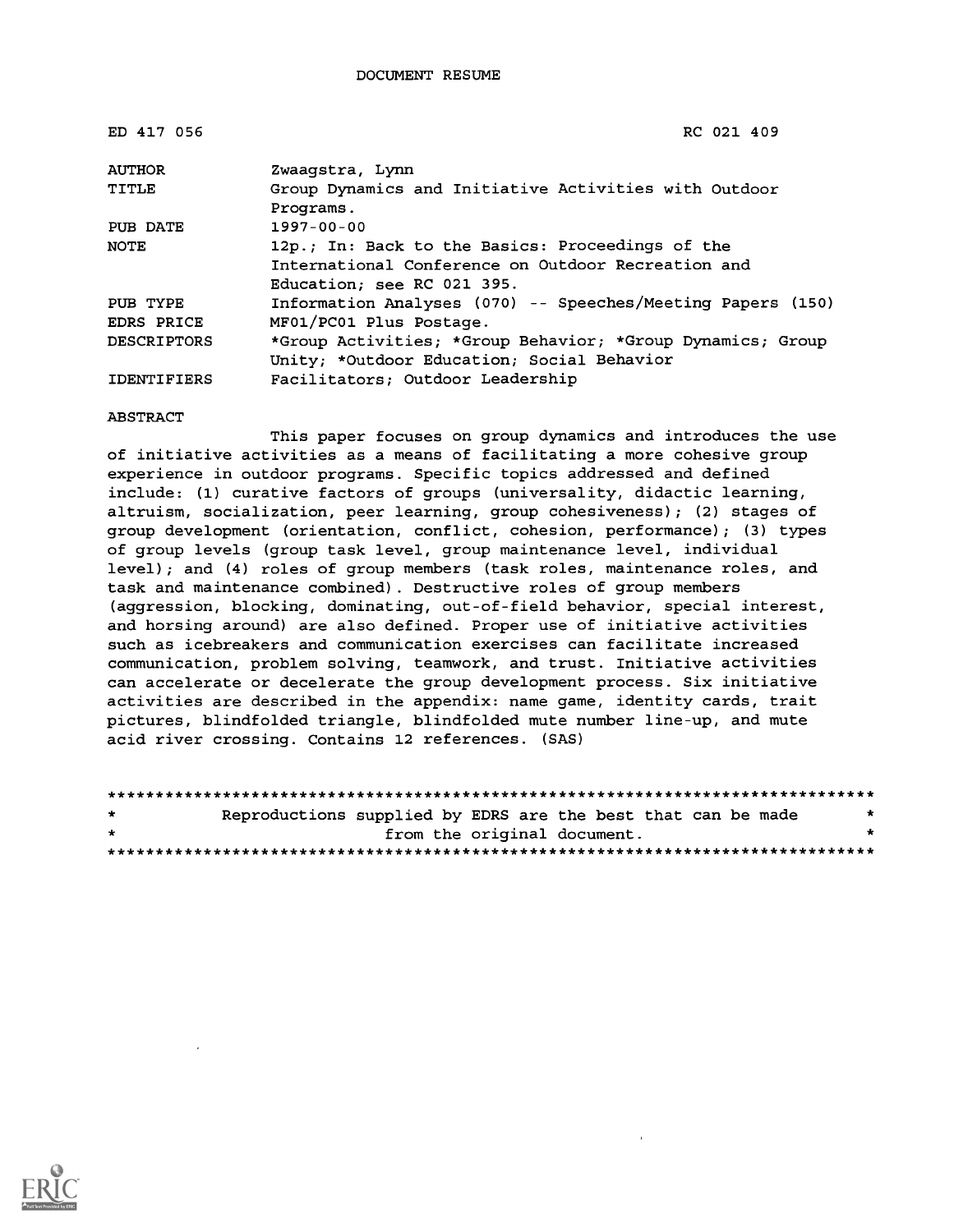DOCUMENT RESUME

| | |
|---|---|
| ED 417 056 | RC 021 409 |
| AUTHOR | Zwaagstra, Lynn |
| TITLE | Group Dynamics and Initiative Activities with Outdoor Programs. |
| PUB DATE | 1997-00-00 |
| NOTE | 12p.; In: Back to the Basics: Proceedings of the International Conference on Outdoor Recreation and Education; see RC 021 395. |
| PUB TYPE | Information Analyses (070) -- Speeches/Meeting Papers (150) |
| EDRS PRICE | MF01/PC01 Plus Postage. |
| DESCRIPTORS | *Group Activities; *Group Behavior; *Group Dynamics; Group Unity; *Outdoor Education; Social Behavior |
| IDENTIFIERS | Facilitators; Outdoor Leadership |

ABSTRACT

This paper focuses on group dynamics and introduces the use of initiative activities as a means of facilitating a more cohesive group experience in outdoor programs. Specific topics addressed and defined include: (1) curative factors of groups (universality, didactic learning, altruism, socialization, peer learning, group cohesiveness); (2) stages of group development (orientation, conflict, cohesion, performance); (3) types of group levels (group task level, group maintenance level, individual level); and (4) roles of group members (task roles, maintenance roles, and task and maintenance combined). Destructive roles of group members (aggression, blocking, dominating, out-of-field behavior, special interest, and horsing around) are also defined. Proper use of initiative activities such as icebreakers and communication exercises can facilitate increased communication, problem solving, teamwork, and trust. Initiative activities can accelerate or decelerate the group development process. Six initiative activities are described in the appendix: name game, identity cards, trait pictures, blindfolded triangle, blindfolded mute number line-up, and mute acid river crossing. Contains 12 references. (SAS)

********************************************************************************
* Reproductions supplied by EDRS are the best that can be made *
* from the original document. *
********************************************************************************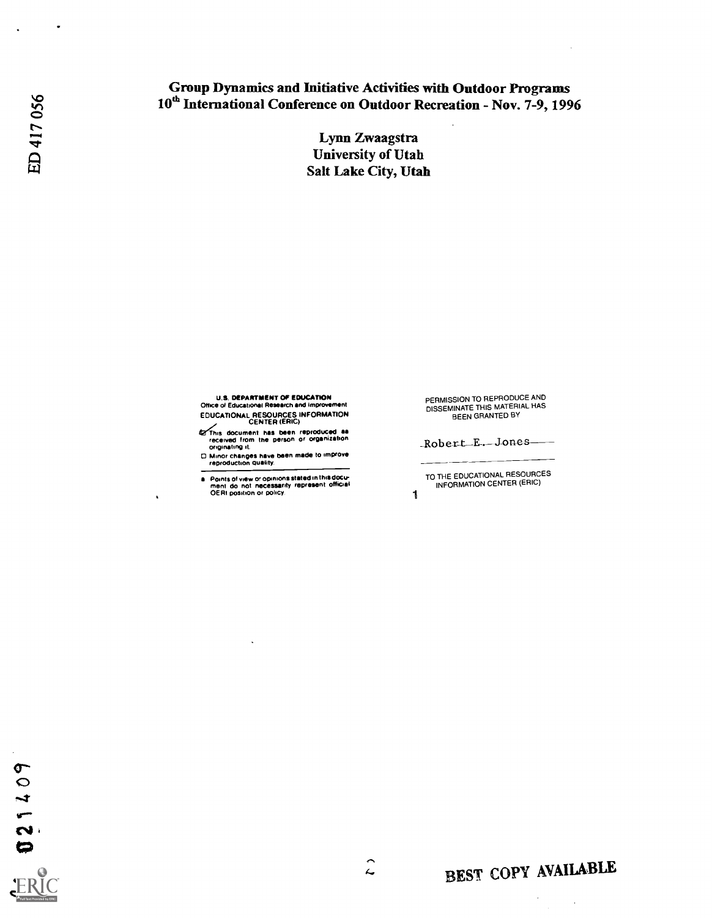# Group Dynamics and Initiative Activities with Outdoor Programs
## 10th International Conference on Outdoor Recreation - Nov. 7-9, 1996

**Lynn Zwaagstra**
**University of Utah**
**Salt Lake City, Utah**

U.S. DEPARTMENT OF EDUCATION
Office of Educational Research and Improvement
EDUCATIONAL RESOURCES INFORMATION CENTER (ERIC)

- This document has been reproduced as received from the person or organization originating it.
- Minor changes have been made to improve reproduction quality.

- Points of view or opinions stated in this document do not necessarily represent official OERI position or policy.

PERMISSION TO REPRODUCE AND DISSEMINATE THIS MATERIAL HAS BEEN GRANTED BY

Robert E. Jones

TO THE EDUCATIONAL RESOURCES INFORMATION CENTER (ERIC)

BEST COPY AVAILABLE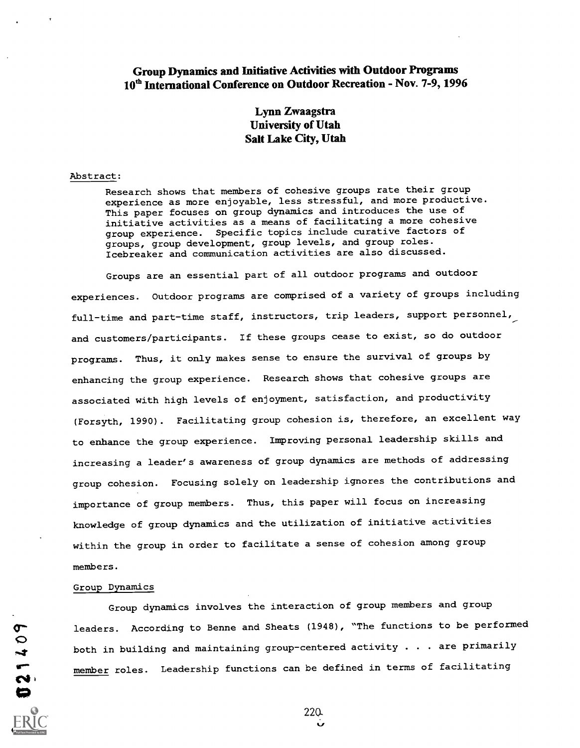# Group Dynamics and Initiative Activities with Outdoor Programs
## 10th International Conference on Outdoor Recreation - Nov. 7-9, 1996

**Lynn Zwaagstra**
**University of Utah**
**Salt Lake City, Utah**

Abstract:

Research shows that members of cohesive groups rate their group experience as more enjoyable, less stressful, and more productive. This paper focuses on group dynamics and introduces the use of initiative activities as a means of facilitating a more cohesive group experience. Specific topics include curative factors of groups, group development, group levels, and group roles. Icebreaker and communication activities are also discussed.

Groups are an essential part of all outdoor programs and outdoor experiences. Outdoor programs are comprised of a variety of groups including full-time and part-time staff, instructors, trip leaders, support personnel, and customers/participants. If these groups cease to exist, so do outdoor programs. Thus, it only makes sense to ensure the survival of groups by enhancing the group experience. Research shows that cohesive groups are associated with high levels of enjoyment, satisfaction, and productivity (Forsyth, 1990). Facilitating group cohesion is, therefore, an excellent way to enhance the group experience. Improving personal leadership skills and increasing a leader's awareness of group dynamics are methods of addressing group cohesion. Focusing solely on leadership ignores the contributions and importance of group members. Thus, this paper will focus on increasing knowledge of group dynamics and the utilization of initiative activities within the group in order to facilitate a sense of cohesion among group members.

Group Dynamics

Group dynamics involves the interaction of group members and group leaders. According to Benne and Sheats (1948), "The functions to be performed both in building and maintaining group-centered activity . . . are primarily member roles. Leadership functions can be defined in terms of facilitating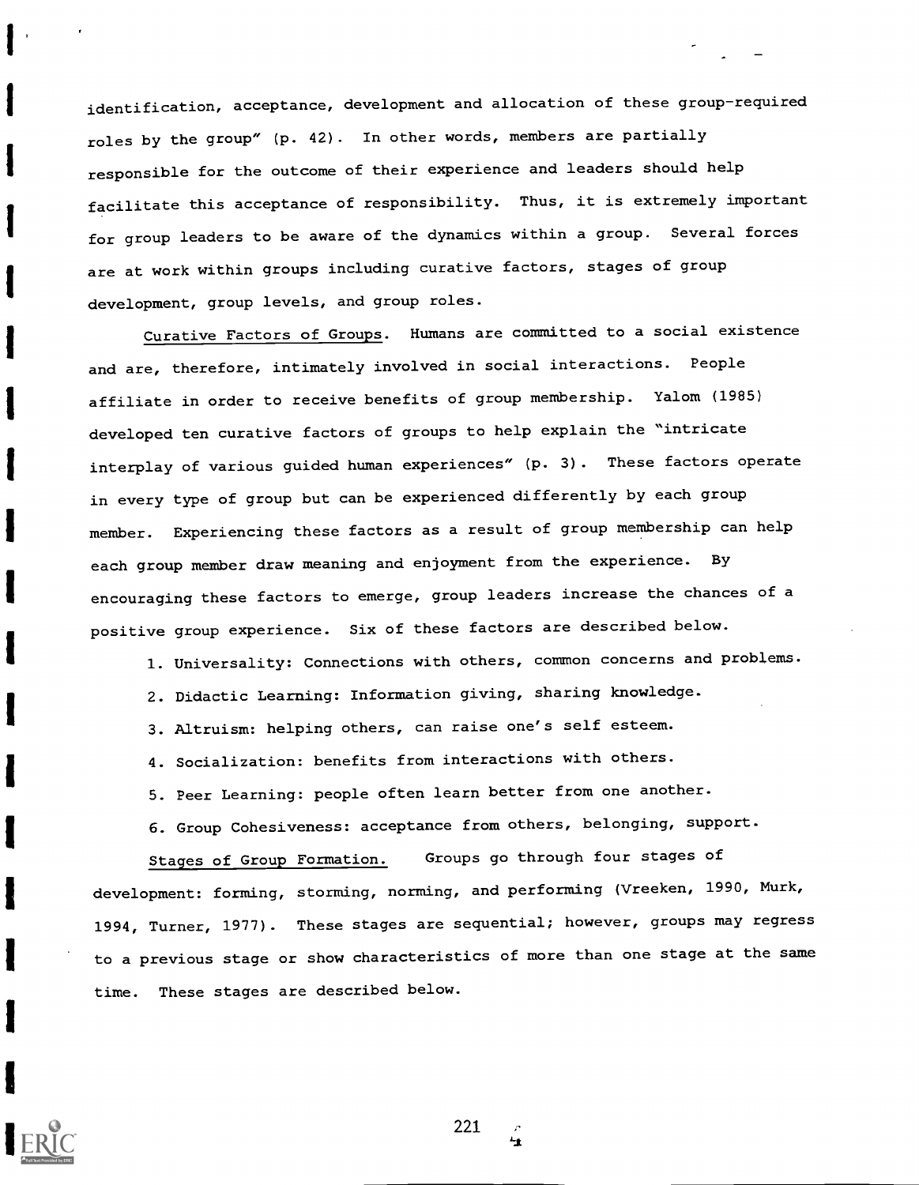identification, acceptance, development and allocation of these group-required roles by the group" (p. 42). In other words, members are partially responsible for the outcome of their experience and leaders should help facilitate this acceptance of responsibility. Thus, it is extremely important for group leaders to be aware of the dynamics within a group. Several forces are at work within groups including curative factors, stages of group development, group levels, and group roles.

Curative Factors of Groups. Humans are committed to a social existence and are, therefore, intimately involved in social interactions. People affiliate in order to receive benefits of group membership. Yalom (1985) developed ten curative factors of groups to help explain the "intricate interplay of various guided human experiences" (p. 3). These factors operate in every type of group but can be experienced differently by each group member. Experiencing these factors as a result of group membership can help each group member draw meaning and enjoyment from the experience. By encouraging these factors to emerge, group leaders increase the chances of a positive group experience. Six of these factors are described below.

1. Universality: Connections with others, common concerns and problems.
2. Didactic Learning: Information giving, sharing knowledge.
3. Altruism: helping others, can raise one's self esteem.
4. Socialization: benefits from interactions with others.
5. Peer Learning: people often learn better from one another.
6. Group Cohesiveness: acceptance from others, belonging, support.

Stages of Group Formation. Groups go through four stages of development: forming, storming, norming, and performing (Vreeken, 1990, Murk, 1994, Turner, 1977). These stages are sequential; however, groups may regress to a previous stage or show characteristics of more than one stage at the same time. These stages are described below.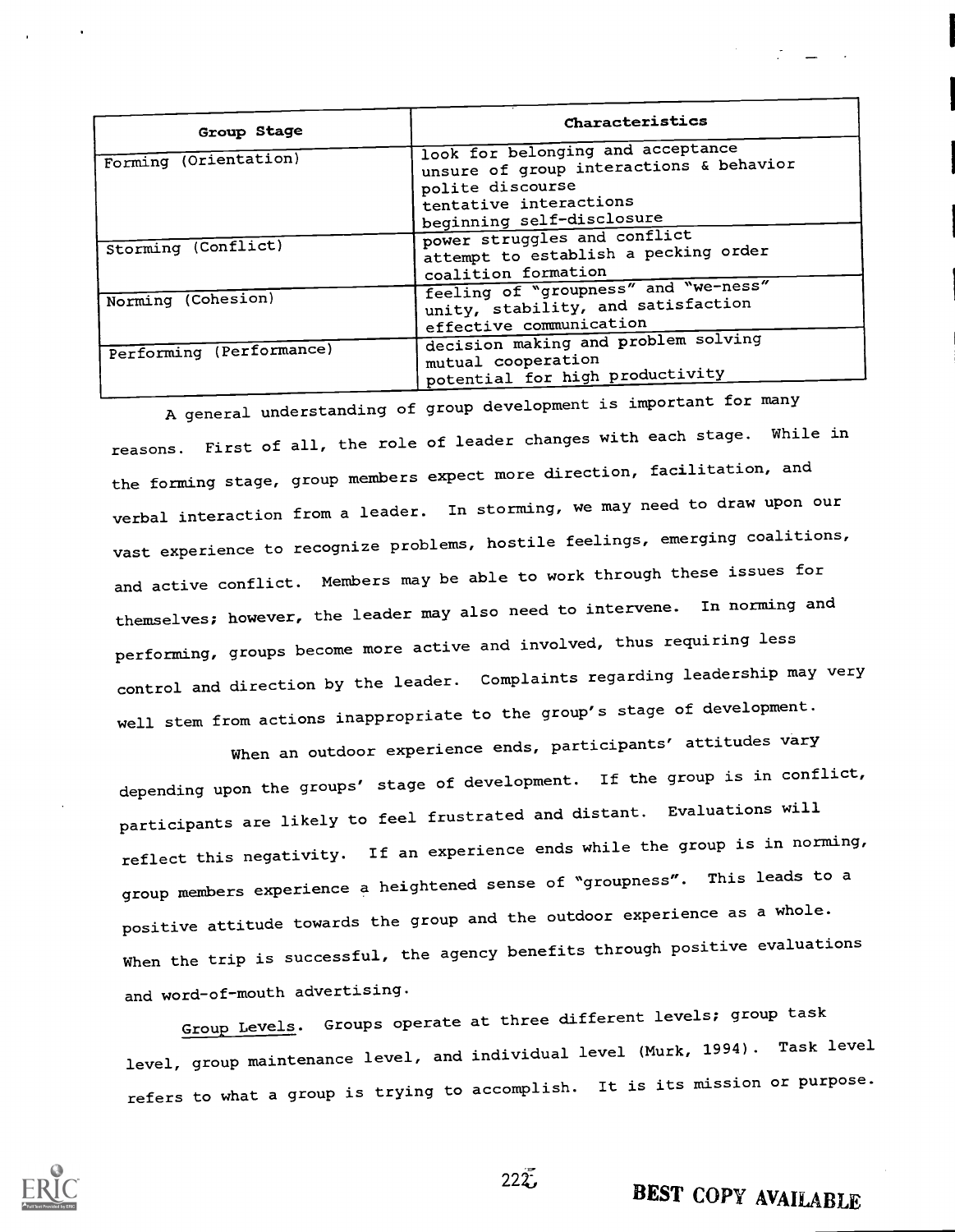| Group Stage | Characteristics |
|---|---|
| Forming (Orientation) | look for belonging and acceptance<br>unsure of group interactions & behavior<br>polite discourse<br>tentative interactions<br>beginning self-disclosure |
| Storming (Conflict) | power struggles and conflict<br>attempt to establish a pecking order<br>coalition formation |
| Norming (Cohesion) | feeling of "groupness" and "we-ness"<br>unity, stability, and satisfaction<br>effective communication |
| Performing (Performance) | decision making and problem solving<br>mutual cooperation<br>potential for high productivity |

A general understanding of group development is important for many reasons. First of all, the role of leader changes with each stage. While in the forming stage, group members expect more direction, facilitation, and verbal interaction from a leader. In storming, we may need to draw upon our vast experience to recognize problems, hostile feelings, emerging coalitions, and active conflict. Members may be able to work through these issues for themselves; however, the leader may also need to intervene. In norming and performing, groups become more active and involved, thus requiring less control and direction by the leader. Complaints regarding leadership may very well stem from actions inappropriate to the group's stage of development.

When an outdoor experience ends, participants' attitudes vary depending upon the groups' stage of development. If the group is in conflict, participants are likely to feel frustrated and distant. Evaluations will reflect this negativity. If an experience ends while the group is in norming, group members experience a heightened sense of "groupness". This leads to a positive attitude towards the group and the outdoor experience as a whole. When the trip is successful, the agency benefits through positive evaluations and word-of-mouth advertising.

Group Levels. Groups operate at three different levels; group task level, group maintenance level, and individual level (Murk, 1994). Task level refers to what a group is trying to accomplish. It is its mission or purpose.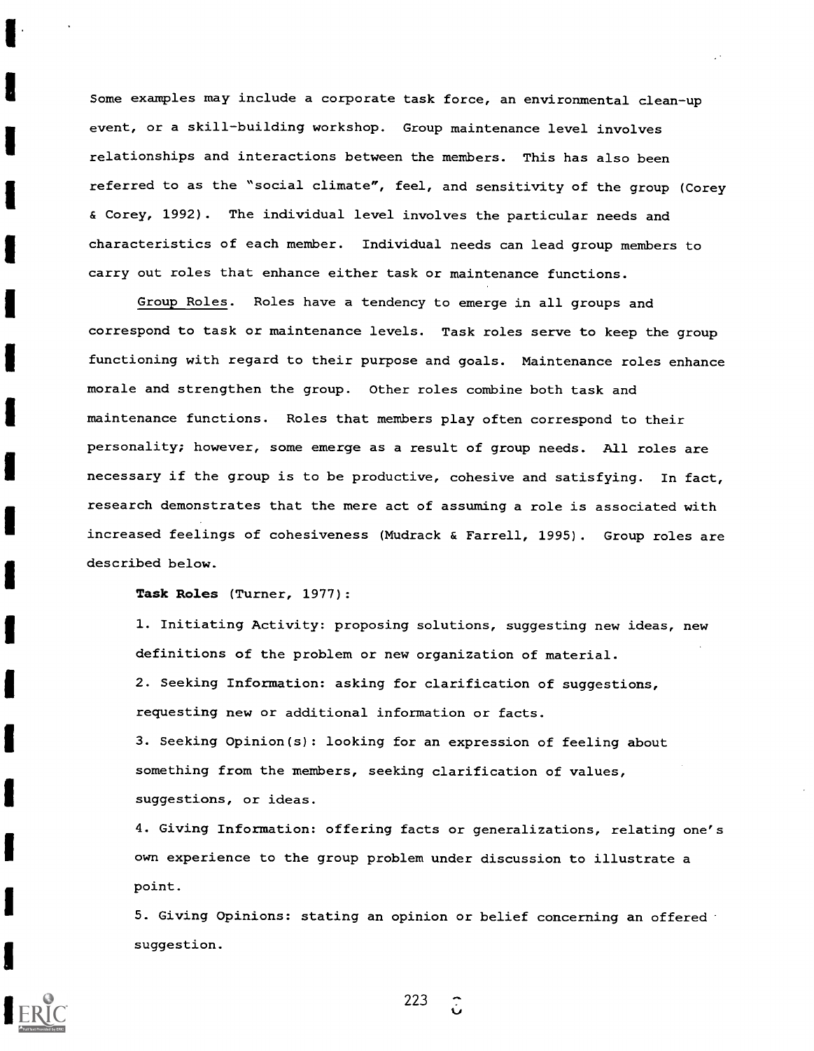Some examples may include a corporate task force, an environmental clean-up event, or a skill-building workshop. Group maintenance level involves relationships and interactions between the members. This has also been referred to as the "social climate", feel, and sensitivity of the group (Corey & Corey, 1992). The individual level involves the particular needs and characteristics of each member. Individual needs can lead group members to carry out roles that enhance either task or maintenance functions.

Group Roles. Roles have a tendency to emerge in all groups and correspond to task or maintenance levels. Task roles serve to keep the group functioning with regard to their purpose and goals. Maintenance roles enhance morale and strengthen the group. Other roles combine both task and maintenance functions. Roles that members play often correspond to their personality; however, some emerge as a result of group needs. All roles are necessary if the group is to be productive, cohesive and satisfying. In fact, research demonstrates that the mere act of assuming a role is associated with increased feelings of cohesiveness (Mudrack & Farrell, 1995). Group roles are described below.

**Task Roles** (Turner, 1977):

1. Initiating Activity: proposing solutions, suggesting new ideas, new definitions of the problem or new organization of material.
2. Seeking Information: asking for clarification of suggestions, requesting new or additional information or facts.
3. Seeking Opinion(s): looking for an expression of feeling about something from the members, seeking clarification of values, suggestions, or ideas.
4. Giving Information: offering facts or generalizations, relating one's own experience to the group problem under discussion to illustrate a point.
5. Giving Opinions: stating an opinion or belief concerning an offered suggestion.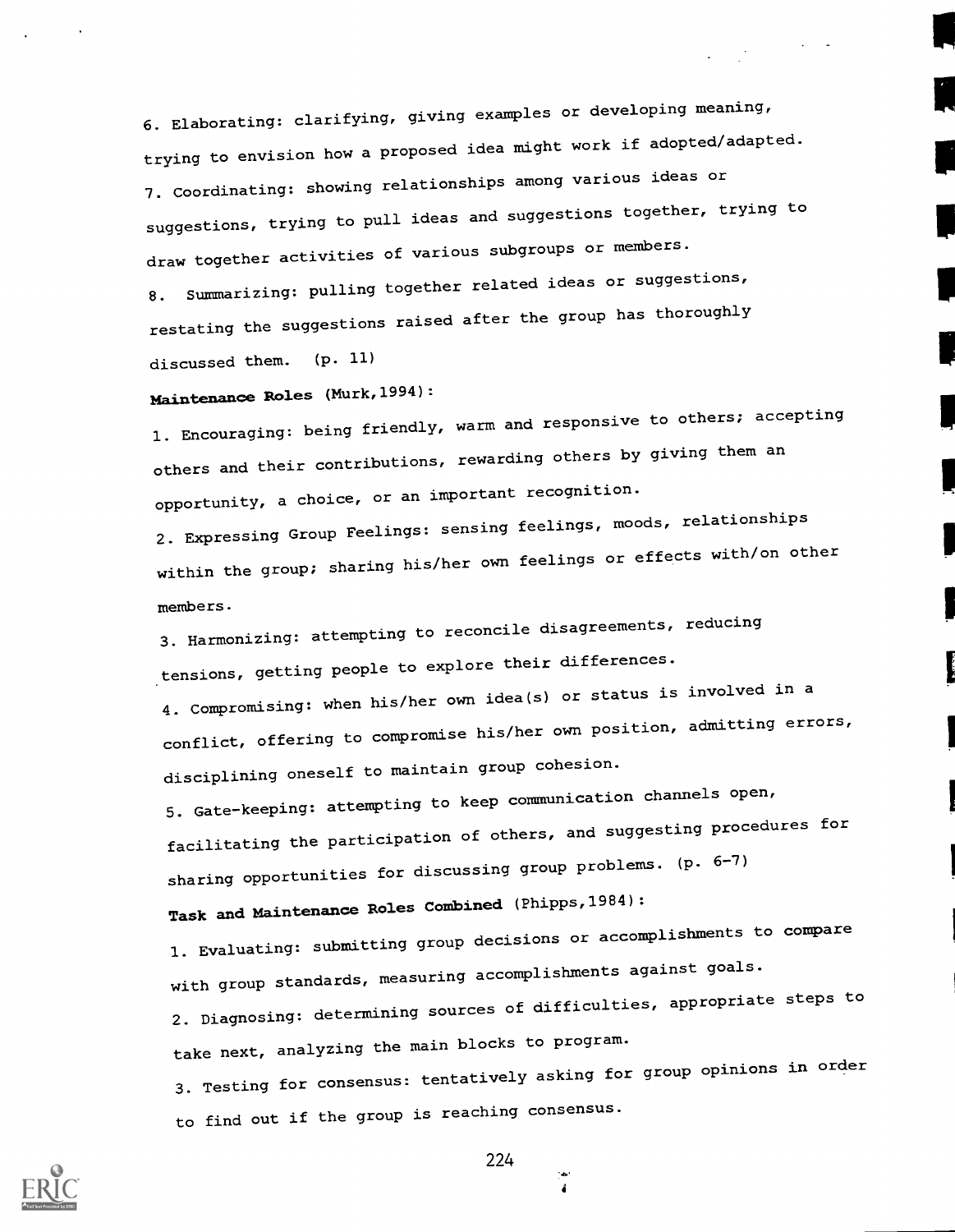6. Elaborating: clarifying, giving examples or developing meaning, trying to envision how a proposed idea might work if adopted/adapted.

7. Coordinating: showing relationships among various ideas or suggestions, trying to pull ideas and suggestions together, trying to draw together activities of various subgroups or members.

8. Summarizing: pulling together related ideas or suggestions, restating the suggestions raised after the group has thoroughly discussed them. (p. 11)

**Maintenance Roles** (Murk, 1994):

1. Encouraging: being friendly, warm and responsive to others; accepting others and their contributions, rewarding others by giving them an opportunity, a choice, or an important recognition.

2. Expressing Group Feelings: sensing feelings, moods, relationships within the group; sharing his/her own feelings or effects with/on other members.

3. Harmonizing: attempting to reconcile disagreements, reducing tensions, getting people to explore their differences.

4. Compromising: when his/her own idea(s) or status is involved in a conflict, offering to compromise his/her own position, admitting errors, disciplining oneself to maintain group cohesion.

5. Gate-keeping: attempting to keep communication channels open, facilitating the participation of others, and suggesting procedures for sharing opportunities for discussing group problems. (p. 6-7)

**Task and Maintenance Roles Combined** (Phipps, 1984):

1. Evaluating: submitting group decisions or accomplishments to compare with group standards, measuring accomplishments against goals.

2. Diagnosing: determining sources of difficulties, appropriate steps to take next, analyzing the main blocks to program.

3. Testing for consensus: tentatively asking for group opinions in order to find out if the group is reaching consensus.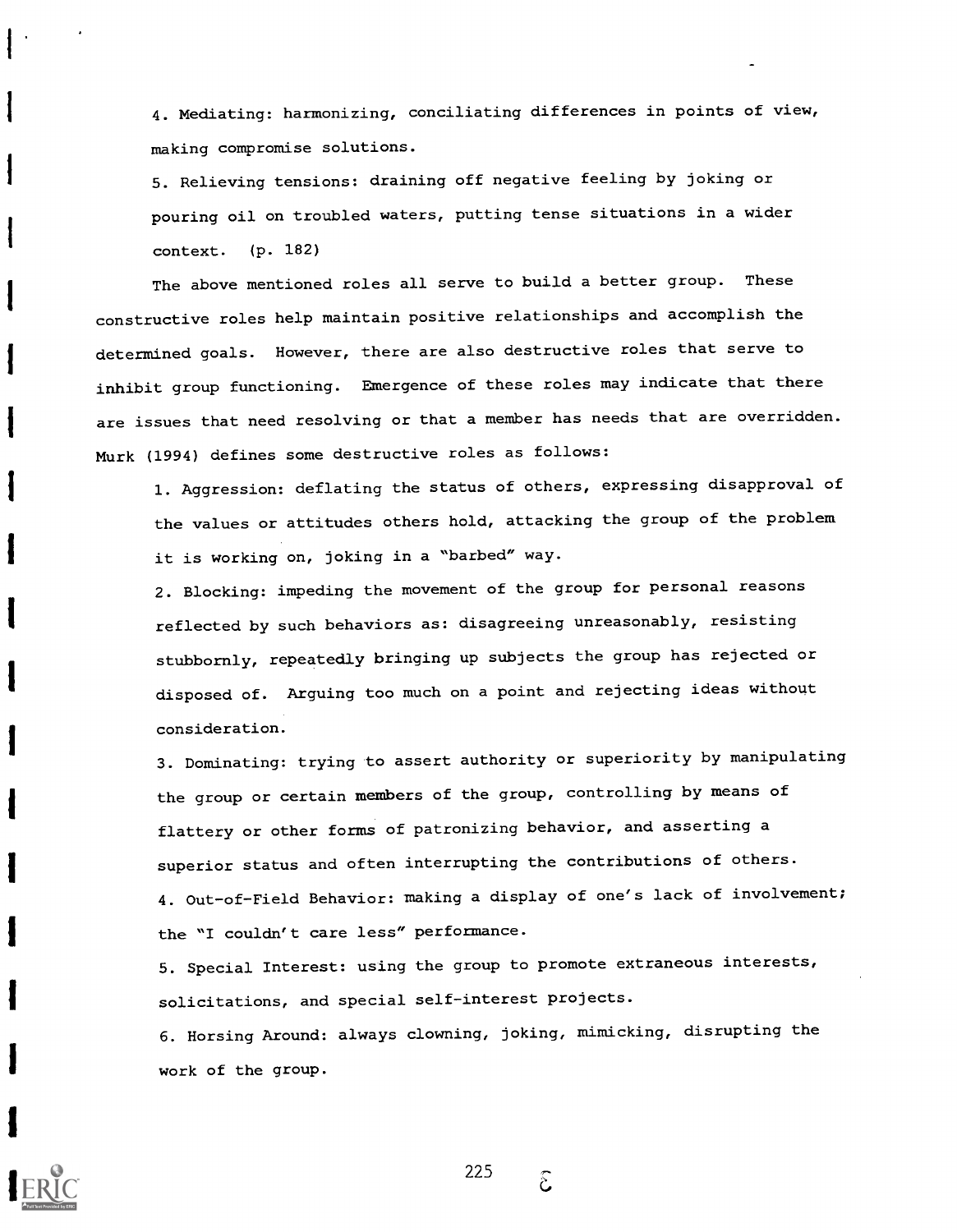4. Mediating: harmonizing, conciliating differences in points of view, making compromise solutions.

5. Relieving tensions: draining off negative feeling by joking or pouring oil on troubled waters, putting tense situations in a wider context. (p. 182)

The above mentioned roles all serve to build a better group. These constructive roles help maintain positive relationships and accomplish the determined goals. However, there are also destructive roles that serve to inhibit group functioning. Emergence of these roles may indicate that there are issues that need resolving or that a member has needs that are overridden. Murk (1994) defines some destructive roles as follows:

1. Aggression: deflating the status of others, expressing disapproval of the values or attitudes others hold, attacking the group of the problem it is working on, joking in a "barbed" way.

2. Blocking: impeding the movement of the group for personal reasons reflected by such behaviors as: disagreeing unreasonably, resisting stubbornly, repeatedly bringing up subjects the group has rejected or disposed of. Arguing too much on a point and rejecting ideas without consideration.

3. Dominating: trying to assert authority or superiority by manipulating the group or certain members of the group, controlling by means of flattery or other forms of patronizing behavior, and asserting a superior status and often interrupting the contributions of others.

4. Out-of-Field Behavior: making a display of one's lack of involvement; the "I couldn't care less" performance.

5. Special Interest: using the group to promote extraneous interests, solicitations, and special self-interest projects.

6. Horsing Around: always clowning, joking, mimicking, disrupting the work of the group.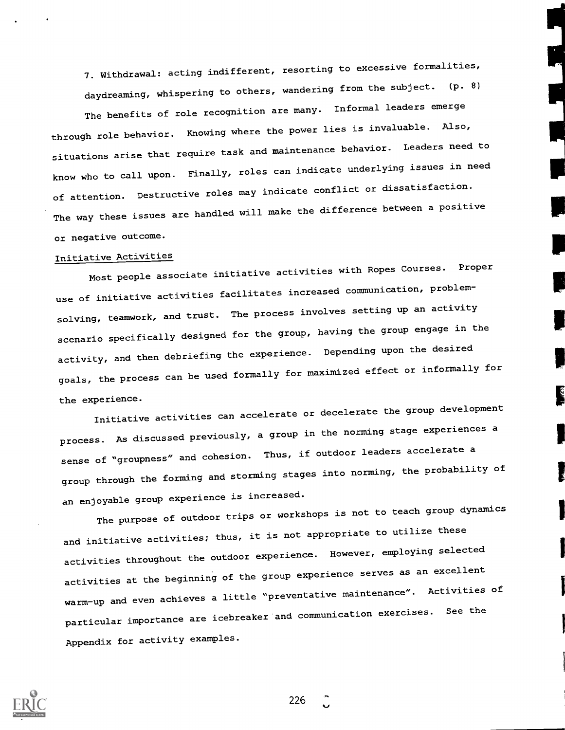7. Withdrawal: acting indifferent, resorting to excessive formalities, daydreaming, whispering to others, wandering from the subject. (p. 8)

The benefits of role recognition are many. Informal leaders emerge through role behavior. Knowing where the power lies is invaluable. Also, situations arise that require task and maintenance behavior. Leaders need to know who to call upon. Finally, roles can indicate underlying issues in need of attention. Destructive roles may indicate conflict or dissatisfaction. The way these issues are handled will make the difference between a positive or negative outcome.

## Initiative Activities

Most people associate initiative activities with Ropes Courses. Proper use of initiative activities facilitates increased communication, problem-solving, teamwork, and trust. The process involves setting up an activity scenario specifically designed for the group, having the group engage in the activity, and then debriefing the experience. Depending upon the desired goals, the process can be used formally for maximized effect or informally for the experience.

Initiative activities can accelerate or decelerate the group development process. As discussed previously, a group in the norming stage experiences a sense of "groupness" and cohesion. Thus, if outdoor leaders accelerate a group through the forming and storming stages into norming, the probability of an enjoyable group experience is increased.

The purpose of outdoor trips or workshops is not to teach group dynamics and initiative activities; thus, it is not appropriate to utilize these activities throughout the outdoor experience. However, employing selected activities at the beginning of the group experience serves as an excellent warm-up and even achieves a little "preventative maintenance". Activities of particular importance are icebreaker and communication exercises. See the Appendix for activity examples.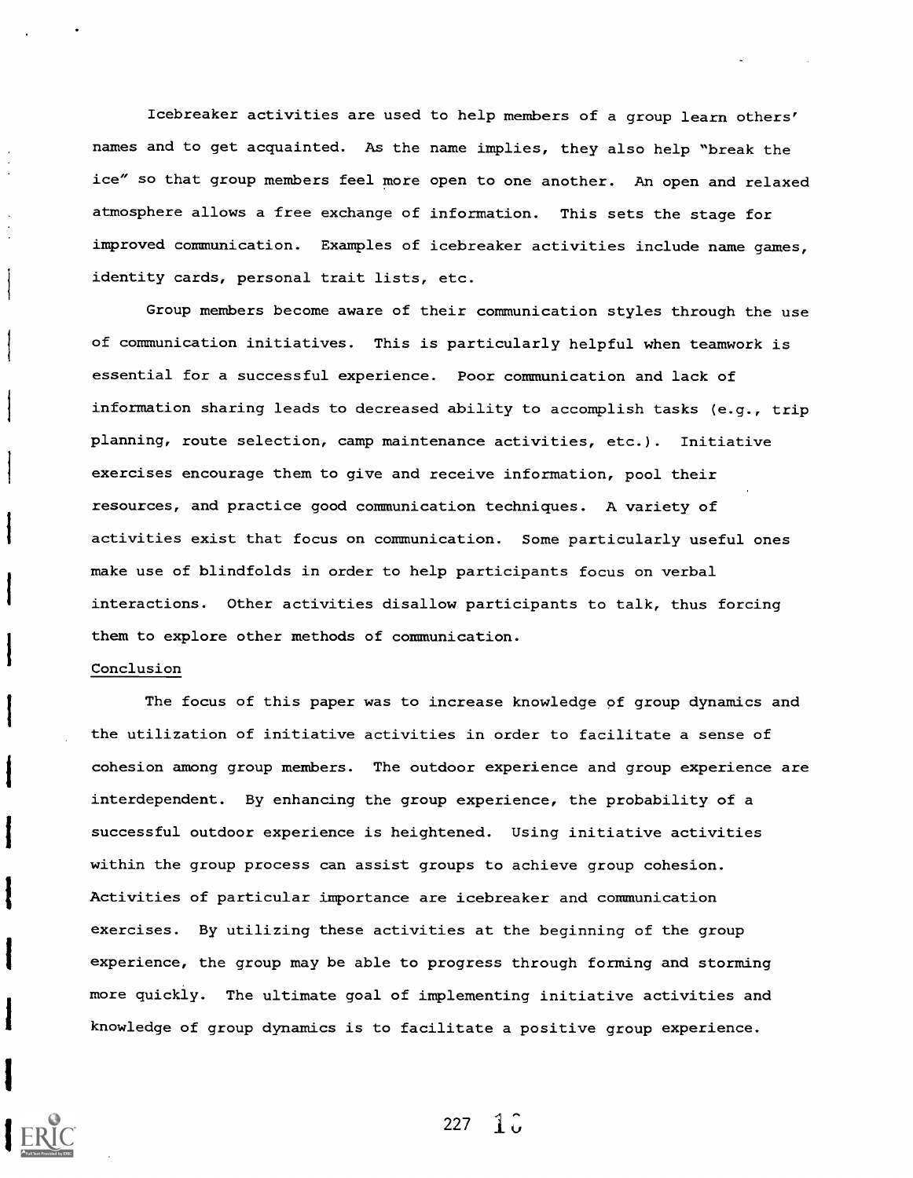Icebreaker activities are used to help members of a group learn others' names and to get acquainted. As the name implies, they also help "break the ice" so that group members feel more open to one another. An open and relaxed atmosphere allows a free exchange of information. This sets the stage for improved communication. Examples of icebreaker activities include name games, identity cards, personal trait lists, etc.

Group members become aware of their communication styles through the use of communication initiatives. This is particularly helpful when teamwork is essential for a successful experience. Poor communication and lack of information sharing leads to decreased ability to accomplish tasks (e.g., trip planning, route selection, camp maintenance activities, etc.). Initiative exercises encourage them to give and receive information, pool their resources, and practice good communication techniques. A variety of activities exist that focus on communication. Some particularly useful ones make use of blindfolds in order to help participants focus on verbal interactions. Other activities disallow participants to talk, thus forcing them to explore other methods of communication.

## Conclusion

The focus of this paper was to increase knowledge of group dynamics and the utilization of initiative activities in order to facilitate a sense of cohesion among group members. The outdoor experience and group experience are interdependent. By enhancing the group experience, the probability of a successful outdoor experience is heightened. Using initiative activities within the group process can assist groups to achieve group cohesion. Activities of particular importance are icebreaker and communication exercises. By utilizing these activities at the beginning of the group experience, the group may be able to progress through forming and storming more quickly. The ultimate goal of implementing initiative activities and knowledge of group dynamics is to facilitate a positive group experience.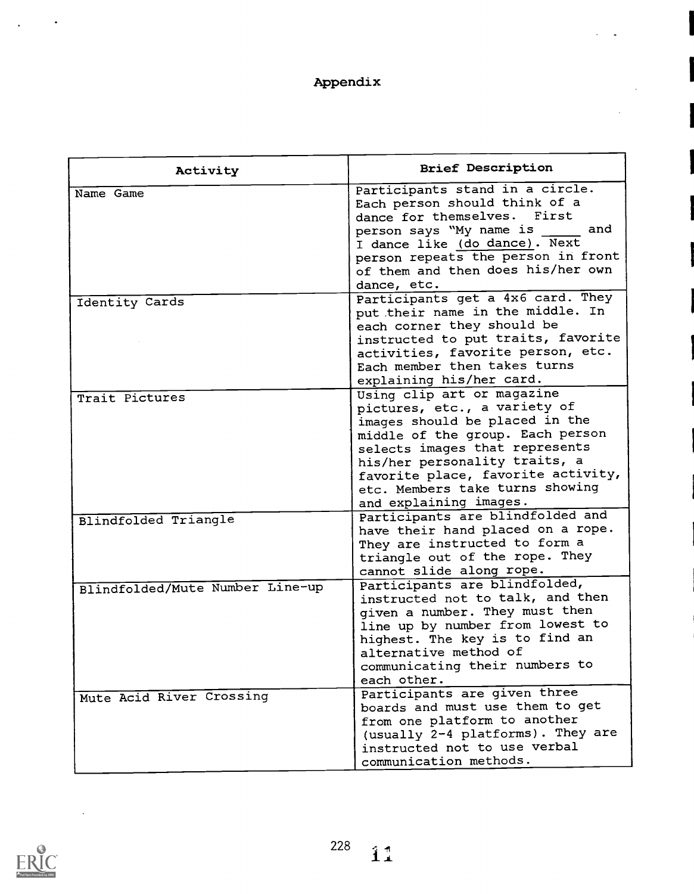## Appendix

| Activity | Brief Description |
|---|---|
| Name Game | Participants stand in a circle. Each person should think of a dance for themselves. First person says "My name is _____ and I dance like (do dance). Next person repeats the person in front of them and then does his/her own dance, etc. |
| Identity Cards | Participants get a 4x6 card. They put their name in the middle. In each corner they should be instructed to put traits, favorite activities, favorite person, etc. Each member then takes turns explaining his/her card. |
| Trait Pictures | Using clip art or magazine pictures, etc., a variety of images should be placed in the middle of the group. Each person selects images that represents his/her personality traits, a favorite place, favorite activity, etc. Members take turns showing and explaining images. |
| Blindfolded Triangle | Participants are blindfolded and have their hand placed on a rope. They are instructed to form a triangle out of the rope. They cannot slide along rope. |
| Blindfolded/Mute Number Line-up | Participants are blindfolded, instructed not to talk, and then given a number. They must then line up by number from lowest to highest. The key is to find an alternative method of communicating their numbers to each other. |
| Mute Acid River Crossing | Participants are given three boards and must use them to get from one platform to another (usually 2-4 platforms). They are instructed not to use verbal communication methods. |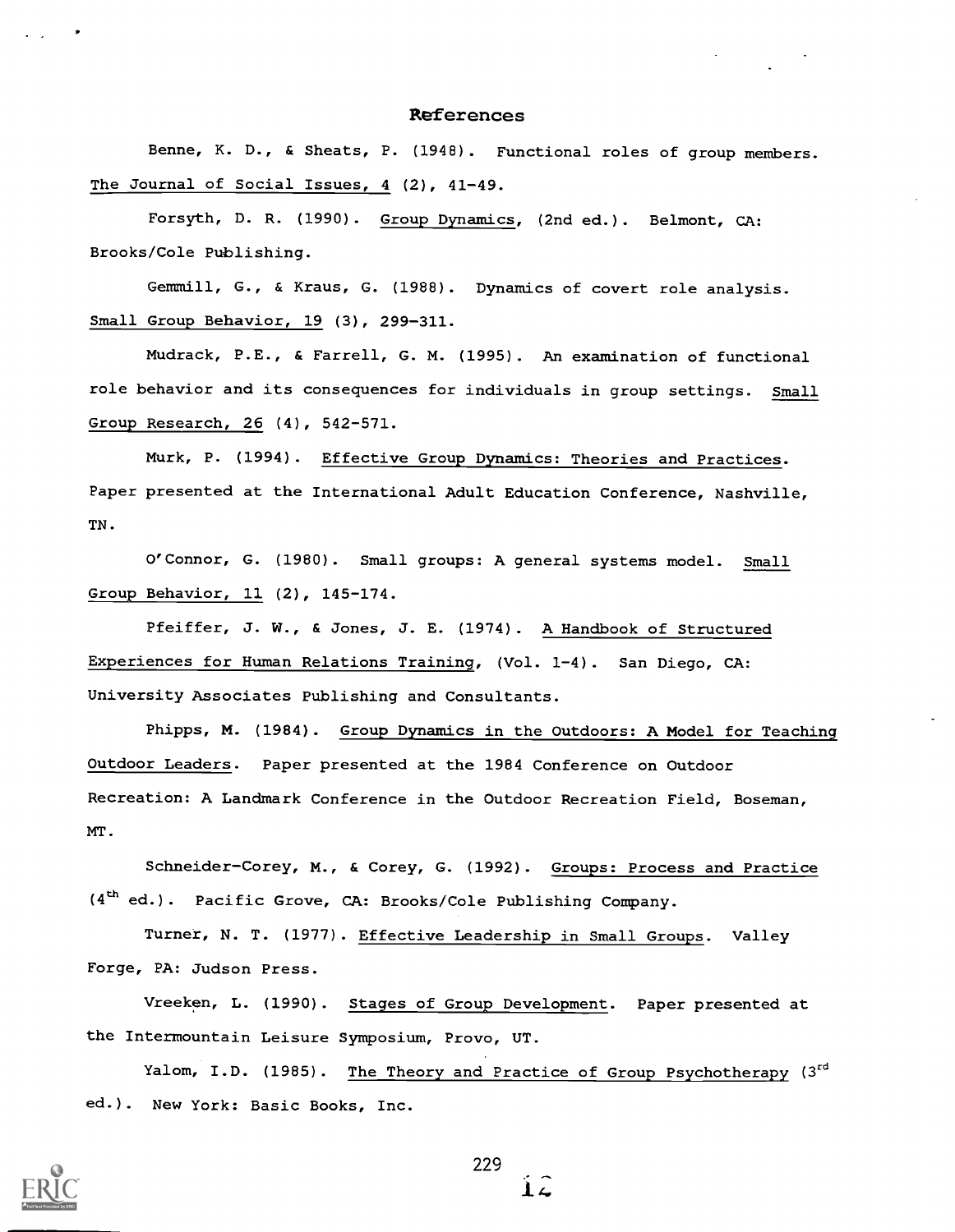## References

Benne, K. D., & Sheats, P. (1948). Functional roles of group members. The Journal of Social Issues, 4 (2), 41-49.

Forsyth, D. R. (1990). Group Dynamics, (2nd ed.). Belmont, CA: Brooks/Cole Publishing.

Gemmill, G., & Kraus, G. (1988). Dynamics of covert role analysis. Small Group Behavior, 19 (3), 299-311.

Mudrack, P.E., & Farrell, G. M. (1995). An examination of functional role behavior and its consequences for individuals in group settings. Small Group Research, 26 (4), 542-571.

Murk, P. (1994). Effective Group Dynamics: Theories and Practices. Paper presented at the International Adult Education Conference, Nashville, TN.

O'Connor, G. (1980). Small groups: A general systems model. Small Group Behavior, 11 (2), 145-174.

Pfeiffer, J. W., & Jones, J. E. (1974). A Handbook of Structured Experiences for Human Relations Training, (Vol. 1-4). San Diego, CA: University Associates Publishing and Consultants.

Phipps, M. (1984). Group Dynamics in the Outdoors: A Model for Teaching Outdoor Leaders. Paper presented at the 1984 Conference on Outdoor Recreation: A Landmark Conference in the Outdoor Recreation Field, Boseman, MT.

Schneider-Corey, M., & Corey, G. (1992). Groups: Process and Practice (4th ed.). Pacific Grove, CA: Brooks/Cole Publishing Company.

Turner, N. T. (1977). Effective Leadership in Small Groups. Valley Forge, PA: Judson Press.

Vreeken, L. (1990). Stages of Group Development. Paper presented at the Intermountain Leisure Symposium, Provo, UT.

Yalom, I.D. (1985). The Theory and Practice of Group Psychotherapy (3rd ed.). New York: Basic Books, Inc.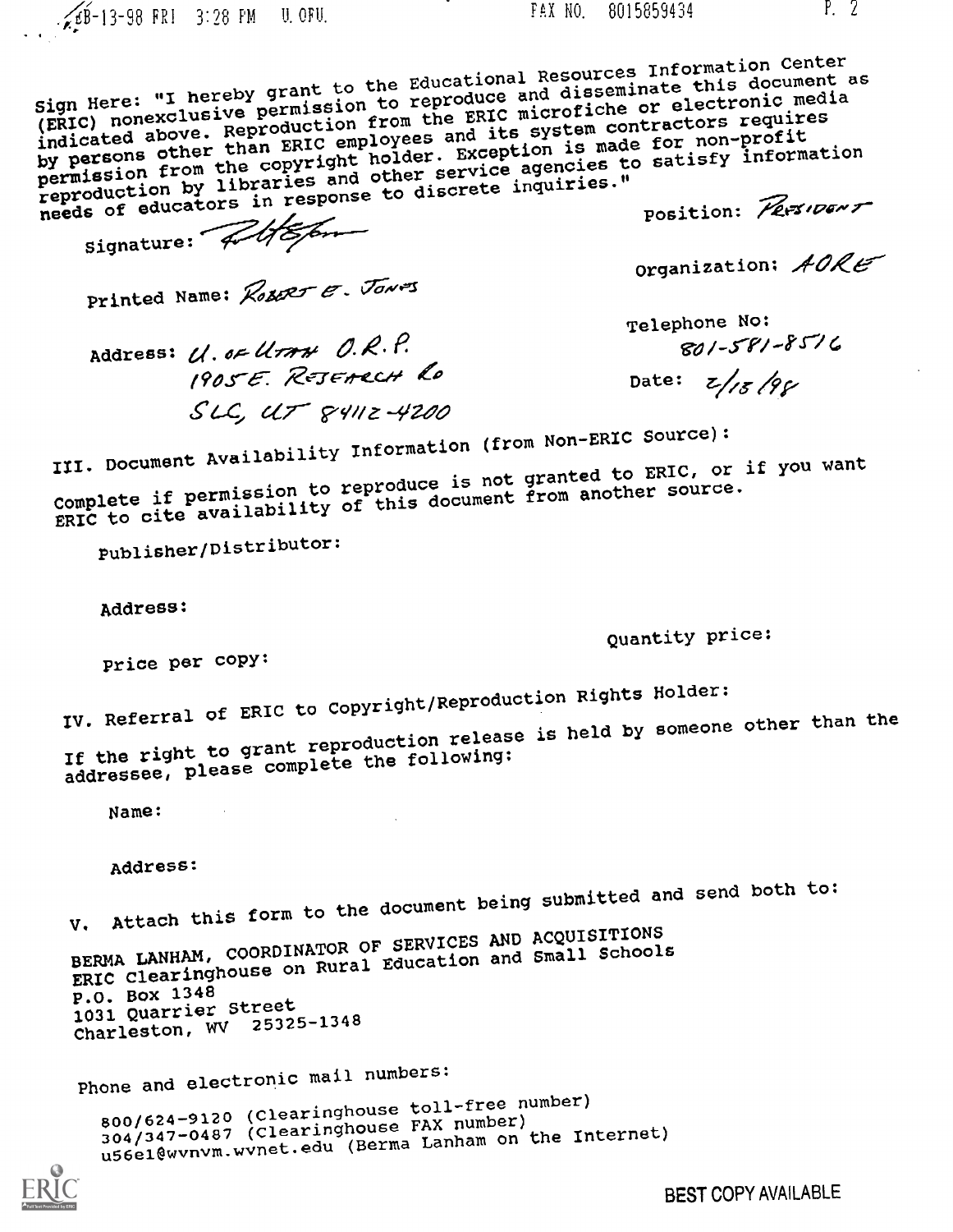Sign Here: "I hereby grant to the Educational Resources Information Center (ERIC) nonexclusive permission to reproduce and disseminate this document as indicated above. Reproduction from the ERIC microfiche or electronic media by persons other than ERIC employees and its system contractors requires permission from the copyright holder. Exception is made for non-profit reproduction by libraries and other service agencies to satisfy information needs of educators in response to discrete inquiries."

Signature: Position: PRESIDENT

Printed Name: ROBERT E. JONES

Organization: AORE

Address: U. OF UTAH O.R.P.
1905 E. RESEARCH RD
SLC, UT 84112-4200

Telephone No: 801-581-8516

Date: 2/13/98

III. Document Availability Information (from Non-ERIC Source):

Complete if permission to reproduce is not granted to ERIC, or if you want ERIC to cite availability of this document from another source.

Publisher/Distributor:

Address:

Price per copy:

Quantity price:

IV. Referral of ERIC to Copyright/Reproduction Rights Holder:

If the right to grant reproduction release is held by someone other than the addressee, please complete the following:

Name:

Address:

V. Attach this form to the document being submitted and send both to:

BERMA LANHAM, COORDINATOR OF SERVICES AND ACQUISITIONS
ERIC Clearinghouse on Rural Education and Small Schools
P.O. Box 1348
1031 Quarrier Street
Charleston, WV 25325-1348

Phone and electronic mail numbers:

800/624-9120 (Clearinghouse toll-free number)
304/347-0487 (Clearinghouse FAX number)
u56e1@wvnvm.wvnet.edu (Berma Lanham on the Internet)

BEST COPY AVAILABLE